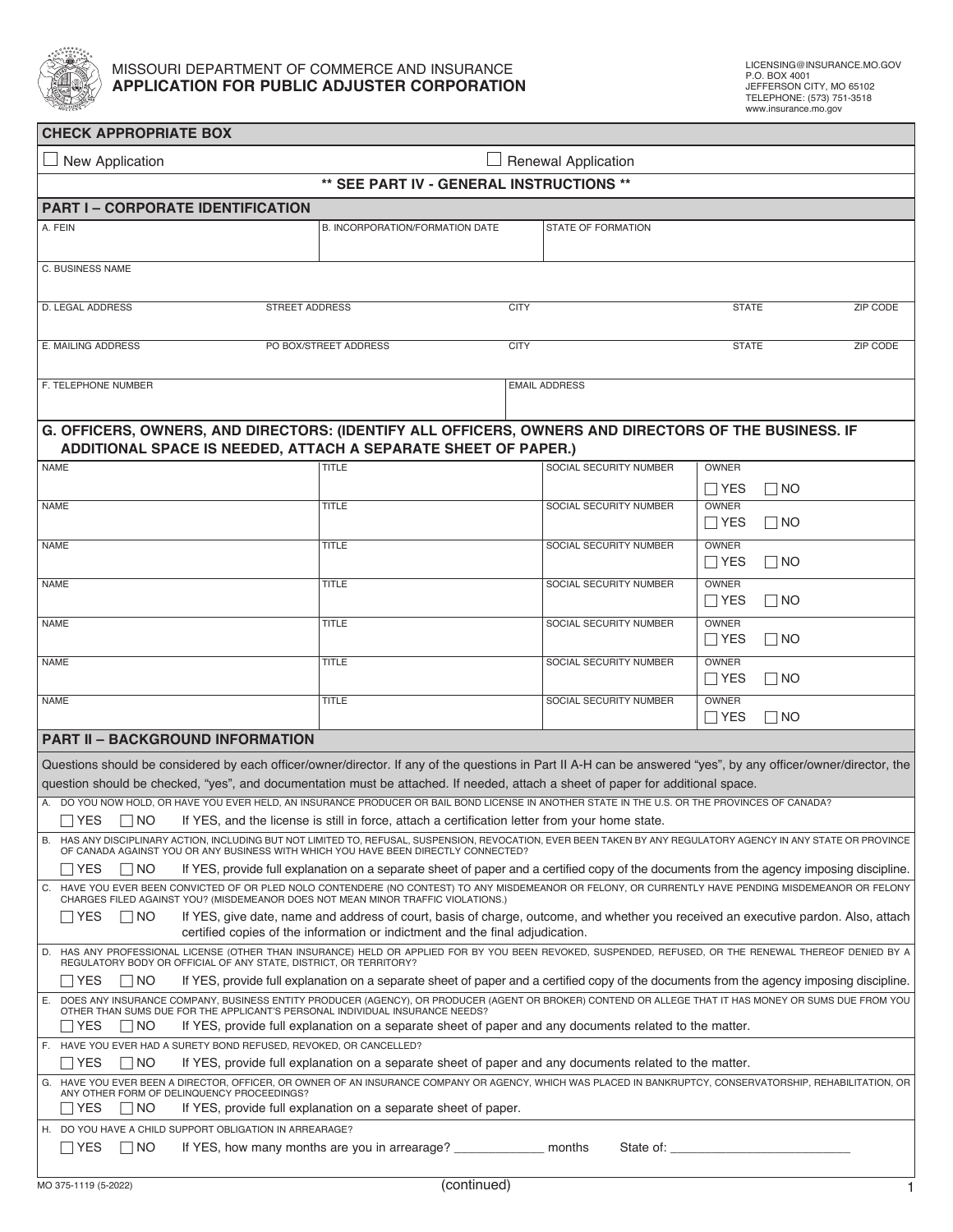MISSOURI DEPARTMENT OF COMMERCE AND INSURANCE

# APPLICATION FOR PUBLIC ADJUSTER CORPORATION

LICENSING@INSURANCE.MO.GOV
P.O. BOX 4001
JEFFERSON CITY, MO 65102
TELEPHONE: (573) 751-3518
www.insurance.mo.gov

## CHECK APPROPRIATE BOX

☐ New Application ☐ Renewal Application

**\*\* SEE PART IV - GENERAL INSTRUCTIONS \*\***

## PART I – CORPORATE IDENTIFICATION

| A. FEIN | B. INCORPORATION/FORMATION DATE | STATE OF FORMATION | | |
|---|---|---|---|---|
| C. BUSINESS NAME | | | | |
| D. LEGAL ADDRESS | STREET ADDRESS | CITY | STATE | ZIP CODE |
| E. MAILING ADDRESS | PO BOX/STREET ADDRESS | CITY | STATE | ZIP CODE |
| F. TELEPHONE NUMBER | | EMAIL ADDRESS | | |

### G. OFFICERS, OWNERS, AND DIRECTORS: (IDENTIFY ALL OFFICERS, OWNERS AND DIRECTORS OF THE BUSINESS. IF ADDITIONAL SPACE IS NEEDED, ATTACH A SEPARATE SHEET OF PAPER.)

| NAME | TITLE | SOCIAL SECURITY NUMBER | OWNER |
|---|---|---|---|
| | | | ☐ YES ☐ NO |
| | | | ☐ YES ☐ NO |
| | | | ☐ YES ☐ NO |
| | | | ☐ YES ☐ NO |
| | | | ☐ YES ☐ NO |
| | | | ☐ YES ☐ NO |
| | | | ☐ YES ☐ NO |

## PART II – BACKGROUND INFORMATION

Questions should be considered by each officer/owner/director. If any of the questions in Part II A-H can be answered "yes", by any officer/owner/director, the question should be checked, "yes", and documentation must be attached. If needed, attach a sheet of paper for additional space.

A. DO YOU NOW HOLD, OR HAVE YOU EVER HELD, AN INSURANCE PRODUCER OR BAIL BOND LICENSE IN ANOTHER STATE IN THE U.S. OR THE PROVINCES OF CANADA?

☐ YES ☐ NO If YES, and the license is still in force, attach a certification letter from your home state.

B. HAS ANY DISCIPLINARY ACTION, INCLUDING BUT NOT LIMITED TO, REFUSAL, SUSPENSION, REVOCATION, EVER BEEN TAKEN BY ANY REGULATORY AGENCY IN ANY STATE OR PROVINCE OF CANADA AGAINST YOU OR ANY BUSINESS WITH WHICH YOU HAVE BEEN DIRECTLY CONNECTED?

☐ YES ☐ NO If YES, provide full explanation on a separate sheet of paper and a certified copy of the documents from the agency imposing discipline.

C. HAVE YOU EVER BEEN CONVICTED OF OR PLED NOLO CONTENDERE (NO CONTEST) TO ANY MISDEMEANOR OR FELONY, OR CURRENTLY HAVE PENDING MISDEMEANOR OR FELONY CHARGES FILED AGAINST YOU? (MISDEMEANOR DOES NOT MEAN MINOR TRAFFIC VIOLATIONS.)

☐ YES ☐ NO If YES, give date, name and address of court, basis of charge, outcome, and whether you received an executive pardon. Also, attach certified copies of the information or indictment and the final adjudication.

D. HAS ANY PROFESSIONAL LICENSE (OTHER THAN INSURANCE) HELD OR APPLIED FOR BY YOU BEEN REVOKED, SUSPENDED, REFUSED, OR THE RENEWAL THEREOF DENIED BY A REGULATORY BODY OR OFFICIAL OF ANY STATE, DISTRICT, OR TERRITORY?

☐ YES ☐ NO If YES, provide full explanation on a separate sheet of paper and a certified copy of the documents from the agency imposing discipline.

E. DOES ANY INSURANCE COMPANY, BUSINESS ENTITY PRODUCER (AGENCY), OR PRODUCER (AGENT OR BROKER) CONTEND OR ALLEGE THAT IT HAS MONEY OR SUMS DUE FROM YOU OTHER THAN SUMS DUE FOR THE APPLICANT'S PERSONAL INDIVIDUAL INSURANCE NEEDS?

☐ YES ☐ NO If YES, provide full explanation on a separate sheet of paper and any documents related to the matter.

F. HAVE YOU EVER HAD A SURETY BOND REFUSED, REVOKED, OR CANCELLED?

☐ YES ☐ NO If YES, provide full explanation on a separate sheet of paper and any documents related to the matter.

G. HAVE YOU EVER BEEN A DIRECTOR, OFFICER, OR OWNER OF AN INSURANCE COMPANY OR AGENCY, WHICH WAS PLACED IN BANKRUPTCY, CONSERVATORSHIP, REHABILITATION, OR ANY OTHER FORM OF DELINQUENCY PROCEEDINGS?

☐ YES ☐ NO If YES, provide full explanation on a separate sheet of paper.

H. DO YOU HAVE A CHILD SUPPORT OBLIGATION IN ARREARAGE?

☐ YES ☐ NO If YES, how many months are you in arrearage? ____________ months State of: ________________________

MO 375-1119 (5-2022)

(continued)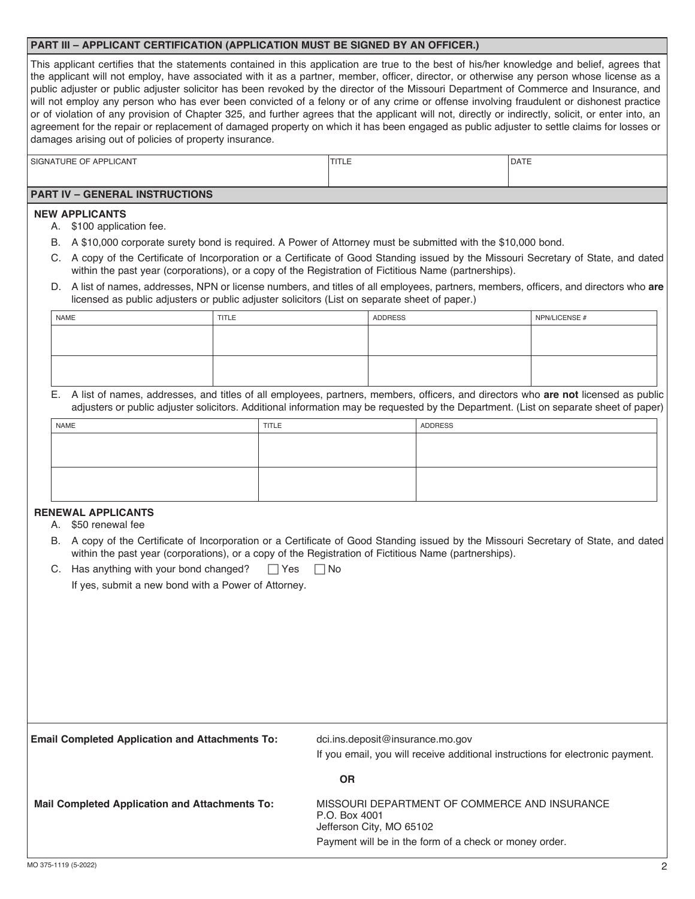## PART III – APPLICANT CERTIFICATION (APPLICATION MUST BE SIGNED BY AN OFFICER.)

This applicant certifies that the statements contained in this application are true to the best of his/her knowledge and belief, agrees that the applicant will not employ, have associated with it as a partner, member, officer, director, or otherwise any person whose license as a public adjuster or public adjuster solicitor has been revoked by the director of the Missouri Department of Commerce and Insurance, and will not employ any person who has ever been convicted of a felony or of any crime or offense involving fraudulent or dishonest practice or of violation of any provision of Chapter 325, and further agrees that the applicant will not, directly or indirectly, solicit, or enter into, an agreement for the repair or replacement of damaged property on which it has been engaged as public adjuster to settle claims for losses or damages arising out of policies of property insurance.

| SIGNATURE OF APPLICANT | TITLE | DATE |
|---|---|---|
| | | |

## PART IV – GENERAL INSTRUCTIONS

### NEW APPLICANTS

A. $100 application fee.

B. A $10,000 corporate surety bond is required. A Power of Attorney must be submitted with the $10,000 bond.

C. A copy of the Certificate of Incorporation or a Certificate of Good Standing issued by the Missouri Secretary of State, and dated within the past year (corporations), or a copy of the Registration of Fictitious Name (partnerships).

D. A list of names, addresses, NPN or license numbers, and titles of all employees, partners, members, officers, and directors who **are** licensed as public adjusters or public adjuster solicitors (List on separate sheet of paper.)

| NAME | TITLE | ADDRESS | NPN/LICENSE # |
|---|---|---|---|
| | | | |
| | | | |

E. A list of names, addresses, and titles of all employees, partners, members, officers, and directors who **are not** licensed as public adjusters or public adjuster solicitors. Additional information may be requested by the Department. (List on separate sheet of paper)

| NAME | TITLE | ADDRESS |
|---|---|---|
| | | |
| | | |

### RENEWAL APPLICANTS

A. $50 renewal fee

B. A copy of the Certificate of Incorporation or a Certificate of Good Standing issued by the Missouri Secretary of State, and dated within the past year (corporations), or a copy of the Registration of Fictitious Name (partnerships).

C. Has anything with your bond changed? ☐ Yes ☐ No

If yes, submit a new bond with a Power of Attorney.

**Email Completed Application and Attachments To:** dci.ins.deposit@insurance.mo.gov

If you email, you will receive additional instructions for electronic payment.

**OR**

**Mail Completed Application and Attachments To:** MISSOURI DEPARTMENT OF COMMERCE AND INSURANCE
P.O. Box 4001
Jefferson City, MO 65102

Payment will be in the form of a check or money order.

MO 375-1119 (5-2022)